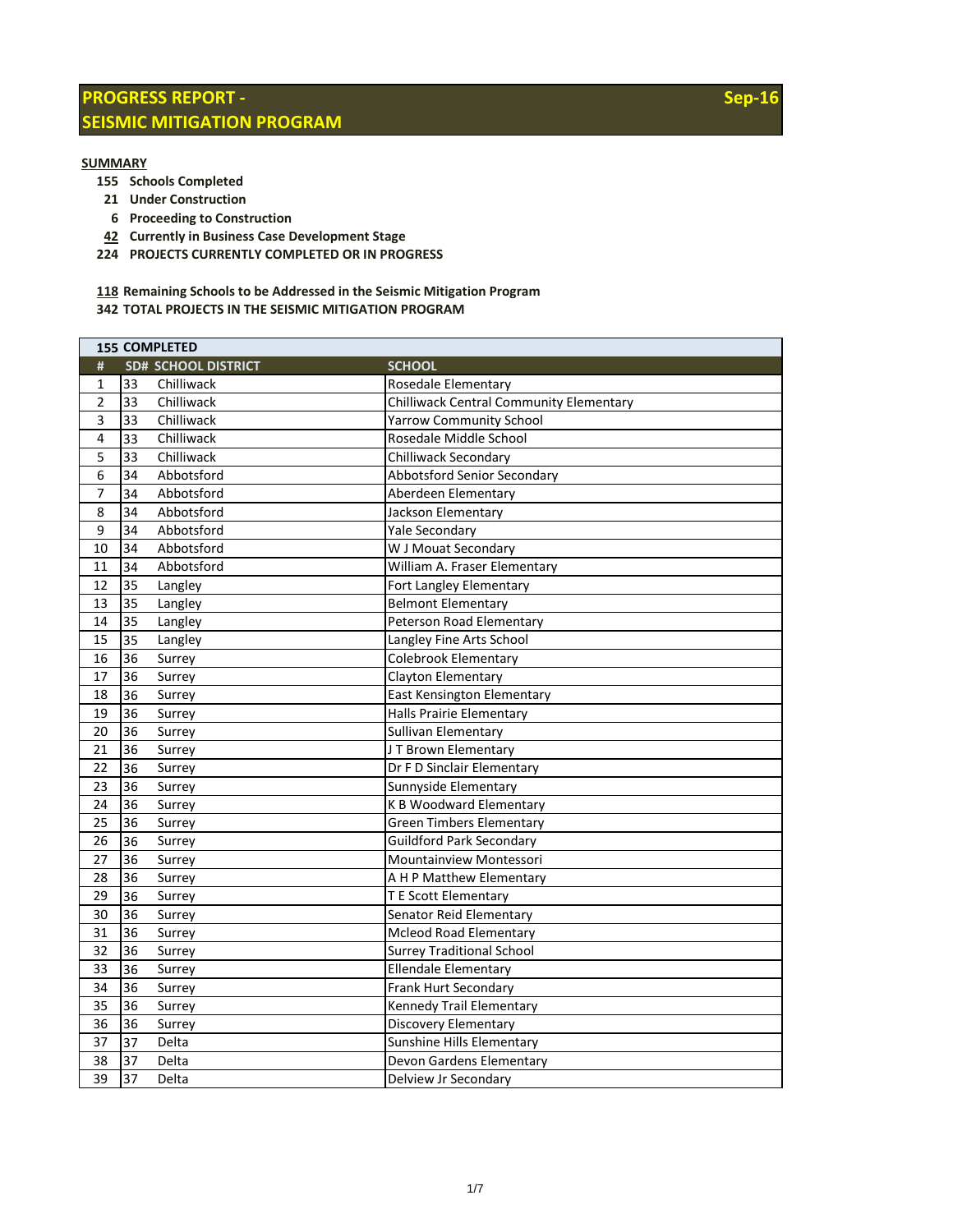# PROGRESS REPORT - SEISMIC MITIGATION PROGRAM

**Sep-16**

**SUMMARY**

- **155** Schools Completed
- **21** Under Construction
- **6** Proceeding to Construction
- **42** Currently in Business Case Development Stage
- **224** PROJECTS CURRENTLY COMPLETED OR IN PROGRESS

- **118** Remaining Schools to be Addressed in the Seismic Mitigation Program
- **342** TOTAL PROJECTS IN THE SEISMIC MITIGATION PROGRAM

**155 COMPLETED**

| # | SD# | SCHOOL DISTRICT | SCHOOL |
|---|---|---|---|
| 1 | 33 | Chilliwack | Rosedale Elementary |
| 2 | 33 | Chilliwack | Chilliwack Central Community Elementary |
| 3 | 33 | Chilliwack | Yarrow Community School |
| 4 | 33 | Chilliwack | Rosedale Middle School |
| 5 | 33 | Chilliwack | Chilliwack Secondary |
| 6 | 34 | Abbotsford | Abbotsford Senior Secondary |
| 7 | 34 | Abbotsford | Aberdeen Elementary |
| 8 | 34 | Abbotsford | Jackson Elementary |
| 9 | 34 | Abbotsford | Yale Secondary |
| 10 | 34 | Abbotsford | W J Mouat Secondary |
| 11 | 34 | Abbotsford | William A. Fraser Elementary |
| 12 | 35 | Langley | Fort Langley Elementary |
| 13 | 35 | Langley | Belmont Elementary |
| 14 | 35 | Langley | Peterson Road Elementary |
| 15 | 35 | Langley | Langley Fine Arts School |
| 16 | 36 | Surrey | Colebrook Elementary |
| 17 | 36 | Surrey | Clayton Elementary |
| 18 | 36 | Surrey | East Kensington Elementary |
| 19 | 36 | Surrey | Halls Prairie Elementary |
| 20 | 36 | Surrey | Sullivan Elementary |
| 21 | 36 | Surrey | J T Brown Elementary |
| 22 | 36 | Surrey | Dr F D Sinclair Elementary |
| 23 | 36 | Surrey | Sunnyside Elementary |
| 24 | 36 | Surrey | K B Woodward Elementary |
| 25 | 36 | Surrey | Green Timbers Elementary |
| 26 | 36 | Surrey | Guildford Park Secondary |
| 27 | 36 | Surrey | Mountainview Montessori |
| 28 | 36 | Surrey | A H P Matthew Elementary |
| 29 | 36 | Surrey | T E Scott Elementary |
| 30 | 36 | Surrey | Senator Reid Elementary |
| 31 | 36 | Surrey | Mcleod Road Elementary |
| 32 | 36 | Surrey | Surrey Traditional School |
| 33 | 36 | Surrey | Ellendale Elementary |
| 34 | 36 | Surrey | Frank Hurt Secondary |
| 35 | 36 | Surrey | Kennedy Trail Elementary |
| 36 | 36 | Surrey | Discovery Elementary |
| 37 | 37 | Delta | Sunshine Hills Elementary |
| 38 | 37 | Delta | Devon Gardens Elementary |
| 39 | 37 | Delta | Delview Jr Secondary |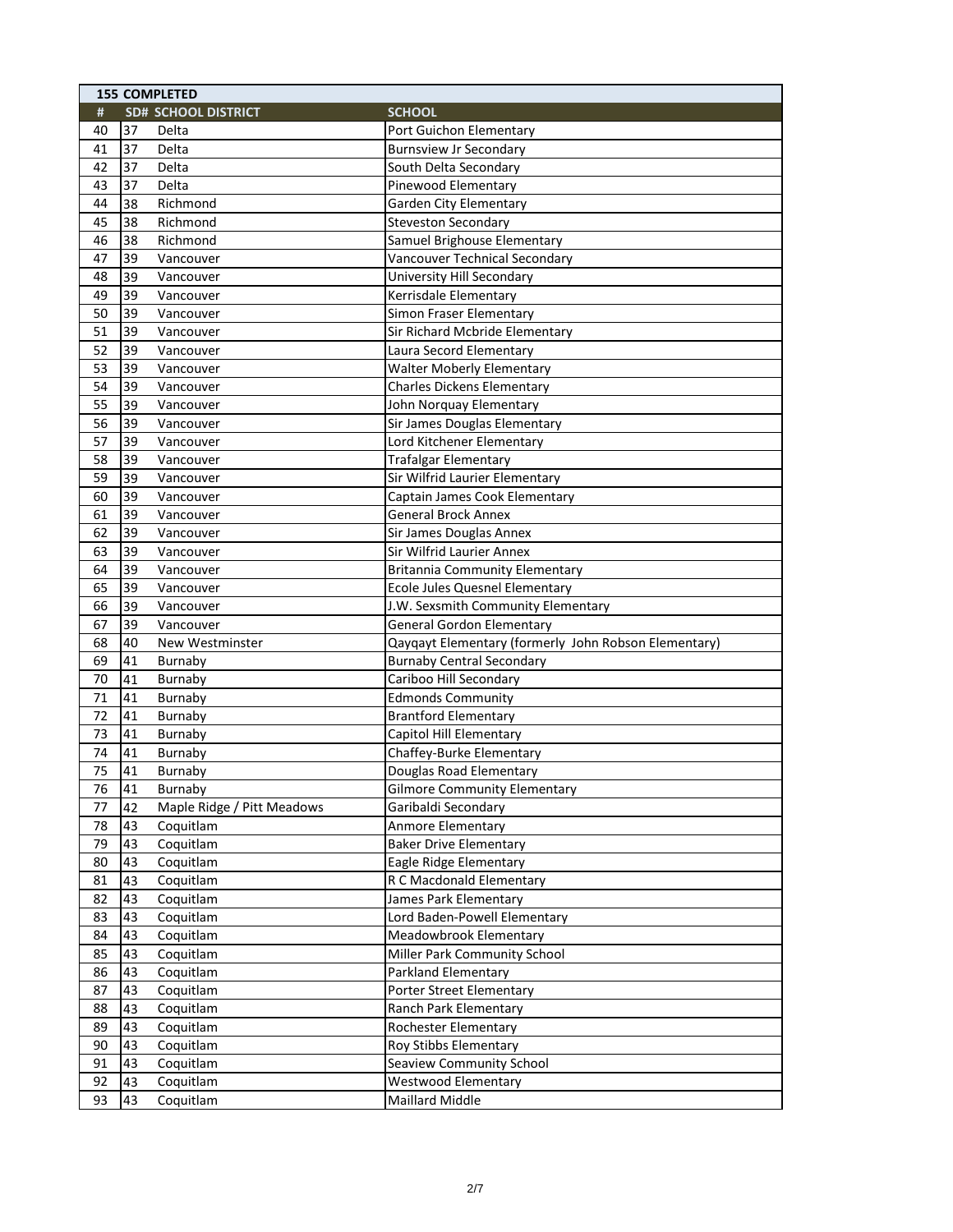| 155 COMPLETED | | | |
|---|---|---|---|
| # | SD# | SCHOOL DISTRICT | SCHOOL |
| 40 | 37 | Delta | Port Guichon Elementary |
| 41 | 37 | Delta | Burnsview Jr Secondary |
| 42 | 37 | Delta | South Delta Secondary |
| 43 | 37 | Delta | Pinewood Elementary |
| 44 | 38 | Richmond | Garden City Elementary |
| 45 | 38 | Richmond | Steveston Secondary |
| 46 | 38 | Richmond | Samuel Brighouse Elementary |
| 47 | 39 | Vancouver | Vancouver Technical Secondary |
| 48 | 39 | Vancouver | University Hill Secondary |
| 49 | 39 | Vancouver | Kerrisdale Elementary |
| 50 | 39 | Vancouver | Simon Fraser Elementary |
| 51 | 39 | Vancouver | Sir Richard Mcbride Elementary |
| 52 | 39 | Vancouver | Laura Secord Elementary |
| 53 | 39 | Vancouver | Walter Moberly Elementary |
| 54 | 39 | Vancouver | Charles Dickens Elementary |
| 55 | 39 | Vancouver | John Norquay Elementary |
| 56 | 39 | Vancouver | Sir James Douglas Elementary |
| 57 | 39 | Vancouver | Lord Kitchener Elementary |
| 58 | 39 | Vancouver | Trafalgar Elementary |
| 59 | 39 | Vancouver | Sir Wilfrid Laurier Elementary |
| 60 | 39 | Vancouver | Captain James Cook Elementary |
| 61 | 39 | Vancouver | General Brock Annex |
| 62 | 39 | Vancouver | Sir James Douglas Annex |
| 63 | 39 | Vancouver | Sir Wilfrid Laurier Annex |
| 64 | 39 | Vancouver | Britannia Community Elementary |
| 65 | 39 | Vancouver | Ecole Jules Quesnel Elementary |
| 66 | 39 | Vancouver | J.W. Sexsmith Community Elementary |
| 67 | 39 | Vancouver | General Gordon Elementary |
| 68 | 40 | New Westminster | Qayqayt Elementary (formerly John Robson Elementary) |
| 69 | 41 | Burnaby | Burnaby Central Secondary |
| 70 | 41 | Burnaby | Cariboo Hill Secondary |
| 71 | 41 | Burnaby | Edmonds Community |
| 72 | 41 | Burnaby | Brantford Elementary |
| 73 | 41 | Burnaby | Capitol Hill Elementary |
| 74 | 41 | Burnaby | Chaffey-Burke Elementary |
| 75 | 41 | Burnaby | Douglas Road Elementary |
| 76 | 41 | Burnaby | Gilmore Community Elementary |
| 77 | 42 | Maple Ridge / Pitt Meadows | Garibaldi Secondary |
| 78 | 43 | Coquitlam | Anmore Elementary |
| 79 | 43 | Coquitlam | Baker Drive Elementary |
| 80 | 43 | Coquitlam | Eagle Ridge Elementary |
| 81 | 43 | Coquitlam | R C Macdonald Elementary |
| 82 | 43 | Coquitlam | James Park Elementary |
| 83 | 43 | Coquitlam | Lord Baden-Powell Elementary |
| 84 | 43 | Coquitlam | Meadowbrook Elementary |
| 85 | 43 | Coquitlam | Miller Park Community School |
| 86 | 43 | Coquitlam | Parkland Elementary |
| 87 | 43 | Coquitlam | Porter Street Elementary |
| 88 | 43 | Coquitlam | Ranch Park Elementary |
| 89 | 43 | Coquitlam | Rochester Elementary |
| 90 | 43 | Coquitlam | Roy Stibbs Elementary |
| 91 | 43 | Coquitlam | Seaview Community School |
| 92 | 43 | Coquitlam | Westwood Elementary |
| 93 | 43 | Coquitlam | Maillard Middle |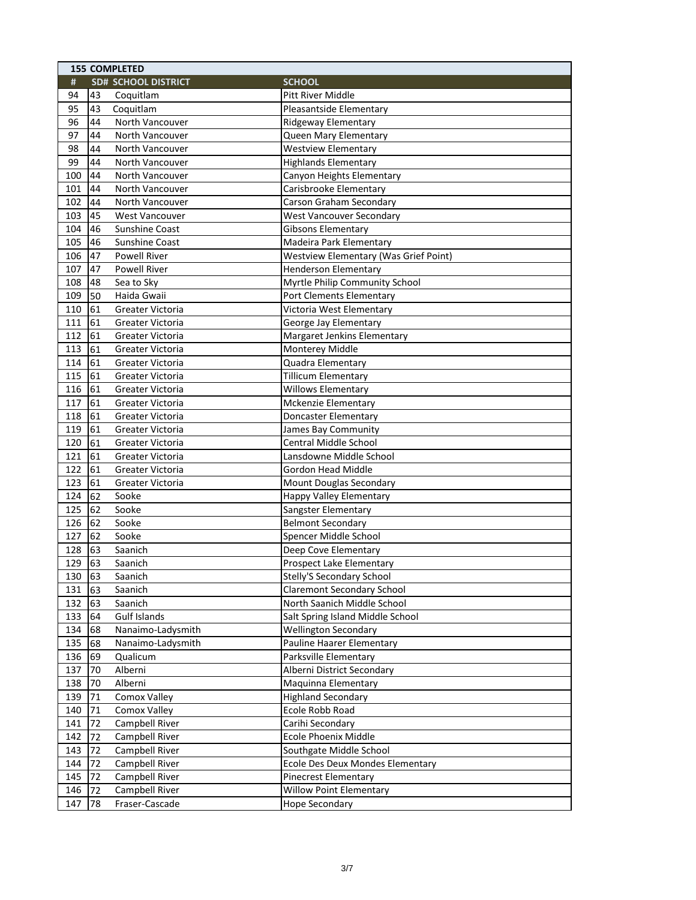| 155 COMPLETED | | | |
|---|---|---|---|
| **#** | **SD#** | **SCHOOL DISTRICT** | **SCHOOL** |
| 94 | 43 | Coquitlam | Pitt River Middle |
| 95 | 43 | Coquitlam | Pleasantside Elementary |
| 96 | 44 | North Vancouver | Ridgeway Elementary |
| 97 | 44 | North Vancouver | Queen Mary Elementary |
| 98 | 44 | North Vancouver | Westview Elementary |
| 99 | 44 | North Vancouver | Highlands Elementary |
| 100 | 44 | North Vancouver | Canyon Heights Elementary |
| 101 | 44 | North Vancouver | Carisbrooke Elementary |
| 102 | 44 | North Vancouver | Carson Graham Secondary |
| 103 | 45 | West Vancouver | West Vancouver Secondary |
| 104 | 46 | Sunshine Coast | Gibsons Elementary |
| 105 | 46 | Sunshine Coast | Madeira Park Elementary |
| 106 | 47 | Powell River | Westview Elementary (Was Grief Point) |
| 107 | 47 | Powell River | Henderson Elementary |
| 108 | 48 | Sea to Sky | Myrtle Philip Community School |
| 109 | 50 | Haida Gwaii | Port Clements Elementary |
| 110 | 61 | Greater Victoria | Victoria West Elementary |
| 111 | 61 | Greater Victoria | George Jay Elementary |
| 112 | 61 | Greater Victoria | Margaret Jenkins Elementary |
| 113 | 61 | Greater Victoria | Monterey Middle |
| 114 | 61 | Greater Victoria | Quadra Elementary |
| 115 | 61 | Greater Victoria | Tillicum Elementary |
| 116 | 61 | Greater Victoria | Willows Elementary |
| 117 | 61 | Greater Victoria | Mckenzie Elementary |
| 118 | 61 | Greater Victoria | Doncaster Elementary |
| 119 | 61 | Greater Victoria | James Bay Community |
| 120 | 61 | Greater Victoria | Central Middle School |
| 121 | 61 | Greater Victoria | Lansdowne Middle School |
| 122 | 61 | Greater Victoria | Gordon Head Middle |
| 123 | 61 | Greater Victoria | Mount Douglas Secondary |
| 124 | 62 | Sooke | Happy Valley Elementary |
| 125 | 62 | Sooke | Sangster Elementary |
| 126 | 62 | Sooke | Belmont Secondary |
| 127 | 62 | Sooke | Spencer Middle School |
| 128 | 63 | Saanich | Deep Cove Elementary |
| 129 | 63 | Saanich | Prospect Lake Elementary |
| 130 | 63 | Saanich | Stelly'S Secondary School |
| 131 | 63 | Saanich | Claremont Secondary School |
| 132 | 63 | Saanich | North Saanich Middle School |
| 133 | 64 | Gulf Islands | Salt Spring Island Middle School |
| 134 | 68 | Nanaimo-Ladysmith | Wellington Secondary |
| 135 | 68 | Nanaimo-Ladysmith | Pauline Haarer Elementary |
| 136 | 69 | Qualicum | Parksville Elementary |
| 137 | 70 | Alberni | Alberni District Secondary |
| 138 | 70 | Alberni | Maquinna Elementary |
| 139 | 71 | Comox Valley | Highland Secondary |
| 140 | 71 | Comox Valley | Ecole Robb Road |
| 141 | 72 | Campbell River | Carihi Secondary |
| 142 | 72 | Campbell River | Ecole Phoenix Middle |
| 143 | 72 | Campbell River | Southgate Middle School |
| 144 | 72 | Campbell River | Ecole Des Deux Mondes Elementary |
| 145 | 72 | Campbell River | Pinecrest Elementary |
| 146 | 72 | Campbell River | Willow Point Elementary |
| 147 | 78 | Fraser-Cascade | Hope Secondary |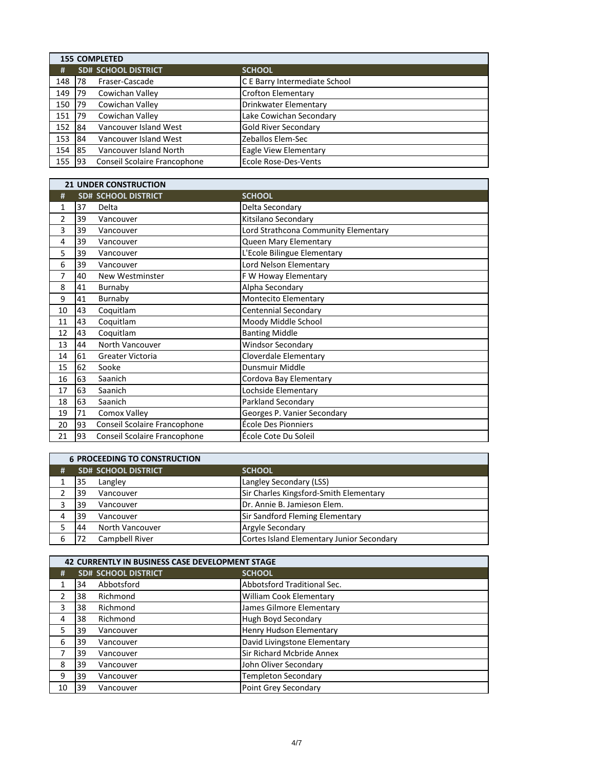| 155 COMPLETED | | | |
|---|---|---|---|
| # | SD# | SCHOOL DISTRICT | SCHOOL |
| 148 | 78 | Fraser-Cascade | C E Barry Intermediate School |
| 149 | 79 | Cowichan Valley | Crofton Elementary |
| 150 | 79 | Cowichan Valley | Drinkwater Elementary |
| 151 | 79 | Cowichan Valley | Lake Cowichan Secondary |
| 152 | 84 | Vancouver Island West | Gold River Secondary |
| 153 | 84 | Vancouver Island West | Zeballos Elem-Sec |
| 154 | 85 | Vancouver Island North | Eagle View Elementary |
| 155 | 93 | Conseil Scolaire Francophone | Ecole Rose-Des-Vents |

| 21 UNDER CONSTRUCTION | | | |
|---|---|---|---|
| # | SD# | SCHOOL DISTRICT | SCHOOL |
| 1 | 37 | Delta | Delta Secondary |
| 2 | 39 | Vancouver | Kitsilano Secondary |
| 3 | 39 | Vancouver | Lord Strathcona Community Elementary |
| 4 | 39 | Vancouver | Queen Mary Elementary |
| 5 | 39 | Vancouver | L'Ecole Bilingue Elementary |
| 6 | 39 | Vancouver | Lord Nelson Elementary |
| 7 | 40 | New Westminster | F W Howay Elementary |
| 8 | 41 | Burnaby | Alpha Secondary |
| 9 | 41 | Burnaby | Montecito Elementary |
| 10 | 43 | Coquitlam | Centennial Secondary |
| 11 | 43 | Coquitlam | Moody Middle School |
| 12 | 43 | Coquitlam | Banting Middle |
| 13 | 44 | North Vancouver | Windsor Secondary |
| 14 | 61 | Greater Victoria | Cloverdale Elementary |
| 15 | 62 | Sooke | Dunsmuir Middle |
| 16 | 63 | Saanich | Cordova Bay Elementary |
| 17 | 63 | Saanich | Lochside Elementary |
| 18 | 63 | Saanich | Parkland Secondary |
| 19 | 71 | Comox Valley | Georges P. Vanier Secondary |
| 20 | 93 | Conseil Scolaire Francophone | École Des Pionniers |
| 21 | 93 | Conseil Scolaire Francophone | École Cote Du Soleil |

| 6 PROCEEDING TO CONSTRUCTION | | | |
|---|---|---|---|
| # | SD# | SCHOOL DISTRICT | SCHOOL |
| 1 | 35 | Langley | Langley Secondary (LSS) |
| 2 | 39 | Vancouver | Sir Charles Kingsford-Smith Elementary |
| 3 | 39 | Vancouver | Dr. Annie B. Jamieson Elem. |
| 4 | 39 | Vancouver | Sir Sandford Fleming Elementary |
| 5 | 44 | North Vancouver | Argyle Secondary |
| 6 | 72 | Campbell River | Cortes Island Elementary Junior Secondary |

| 42 CURRENTLY IN BUSINESS CASE DEVELOPMENT STAGE | | | |
|---|---|---|---|
| # | SD# | SCHOOL DISTRICT | SCHOOL |
| 1 | 34 | Abbotsford | Abbotsford Traditional Sec. |
| 2 | 38 | Richmond | William Cook Elementary |
| 3 | 38 | Richmond | James Gilmore Elementary |
| 4 | 38 | Richmond | Hugh Boyd Secondary |
| 5 | 39 | Vancouver | Henry Hudson Elementary |
| 6 | 39 | Vancouver | David Livingstone Elementary |
| 7 | 39 | Vancouver | Sir Richard Mcbride Annex |
| 8 | 39 | Vancouver | John Oliver Secondary |
| 9 | 39 | Vancouver | Templeton Secondary |
| 10 | 39 | Vancouver | Point Grey Secondary |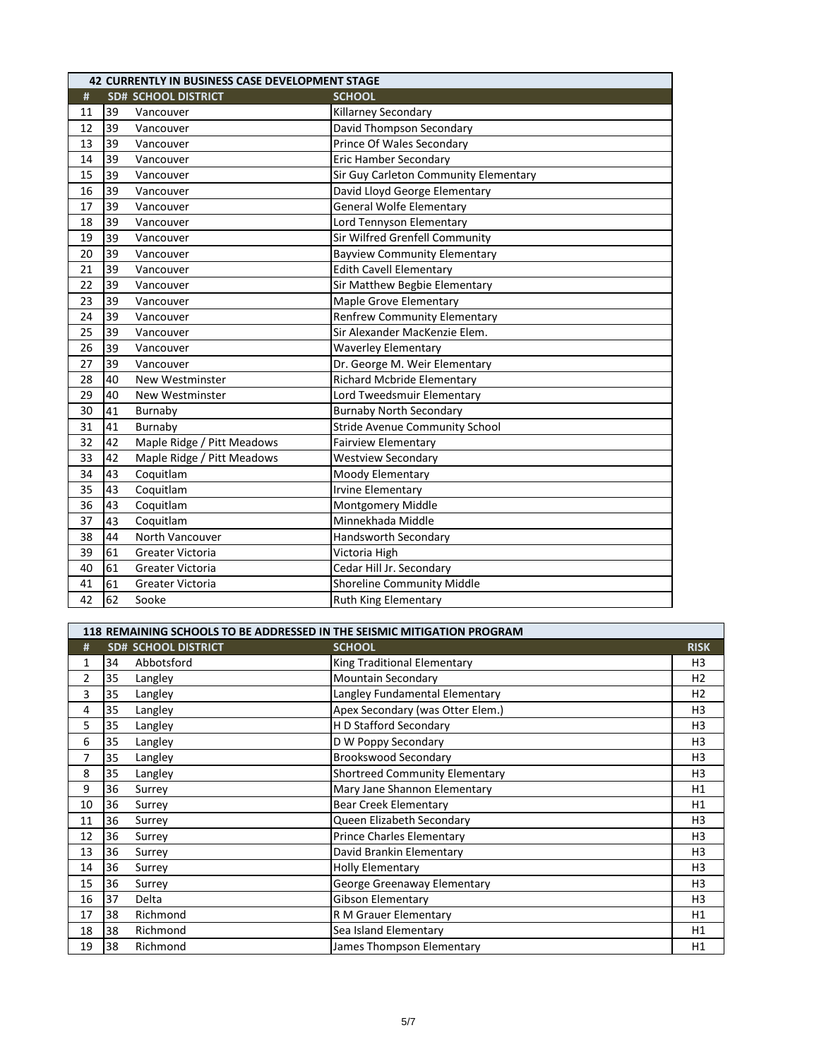| 42 CURRENTLY IN BUSINESS CASE DEVELOPMENT STAGE | | | |
|---|---|---|---|
| # | SD# | SCHOOL DISTRICT | SCHOOL |
| 11 | 39 | Vancouver | Killarney Secondary |
| 12 | 39 | Vancouver | David Thompson Secondary |
| 13 | 39 | Vancouver | Prince Of Wales Secondary |
| 14 | 39 | Vancouver | Eric Hamber Secondary |
| 15 | 39 | Vancouver | Sir Guy Carleton Community Elementary |
| 16 | 39 | Vancouver | David Lloyd George Elementary |
| 17 | 39 | Vancouver | General Wolfe Elementary |
| 18 | 39 | Vancouver | Lord Tennyson Elementary |
| 19 | 39 | Vancouver | Sir Wilfred Grenfell Community |
| 20 | 39 | Vancouver | Bayview Community Elementary |
| 21 | 39 | Vancouver | Edith Cavell Elementary |
| 22 | 39 | Vancouver | Sir Matthew Begbie Elementary |
| 23 | 39 | Vancouver | Maple Grove Elementary |
| 24 | 39 | Vancouver | Renfrew Community Elementary |
| 25 | 39 | Vancouver | Sir Alexander MacKenzie Elem. |
| 26 | 39 | Vancouver | Waverley Elementary |
| 27 | 39 | Vancouver | Dr. George M. Weir Elementary |
| 28 | 40 | New Westminster | Richard Mcbride Elementary |
| 29 | 40 | New Westminster | Lord Tweedsmuir Elementary |
| 30 | 41 | Burnaby | Burnaby North Secondary |
| 31 | 41 | Burnaby | Stride Avenue Community School |
| 32 | 42 | Maple Ridge / Pitt Meadows | Fairview Elementary |
| 33 | 42 | Maple Ridge / Pitt Meadows | Westview Secondary |
| 34 | 43 | Coquitlam | Moody Elementary |
| 35 | 43 | Coquitlam | Irvine Elementary |
| 36 | 43 | Coquitlam | Montgomery Middle |
| 37 | 43 | Coquitlam | Minnekhada Middle |
| 38 | 44 | North Vancouver | Handsworth Secondary |
| 39 | 61 | Greater Victoria | Victoria High |
| 40 | 61 | Greater Victoria | Cedar Hill Jr. Secondary |
| 41 | 61 | Greater Victoria | Shoreline Community Middle |
| 42 | 62 | Sooke | Ruth King Elementary |

| 118 REMAINING SCHOOLS TO BE ADDRESSED IN THE SEISMIC MITIGATION PROGRAM | | | | |
|---|---|---|---|---|
| # | SD# | SCHOOL DISTRICT | SCHOOL | RISK |
| 1 | 34 | Abbotsford | King Traditional Elementary | H3 |
| 2 | 35 | Langley | Mountain Secondary | H2 |
| 3 | 35 | Langley | Langley Fundamental Elementary | H2 |
| 4 | 35 | Langley | Apex Secondary (was Otter Elem.) | H3 |
| 5 | 35 | Langley | H D Stafford Secondary | H3 |
| 6 | 35 | Langley | D W Poppy Secondary | H3 |
| 7 | 35 | Langley | Brookswood Secondary | H3 |
| 8 | 35 | Langley | Shortreed Community Elementary | H3 |
| 9 | 36 | Surrey | Mary Jane Shannon Elementary | H1 |
| 10 | 36 | Surrey | Bear Creek Elementary | H1 |
| 11 | 36 | Surrey | Queen Elizabeth Secondary | H3 |
| 12 | 36 | Surrey | Prince Charles Elementary | H3 |
| 13 | 36 | Surrey | David Brankin Elementary | H3 |
| 14 | 36 | Surrey | Holly Elementary | H3 |
| 15 | 36 | Surrey | George Greenaway Elementary | H3 |
| 16 | 37 | Delta | Gibson Elementary | H3 |
| 17 | 38 | Richmond | R M Grauer Elementary | H1 |
| 18 | 38 | Richmond | Sea Island Elementary | H1 |
| 19 | 38 | Richmond | James Thompson Elementary | H1 |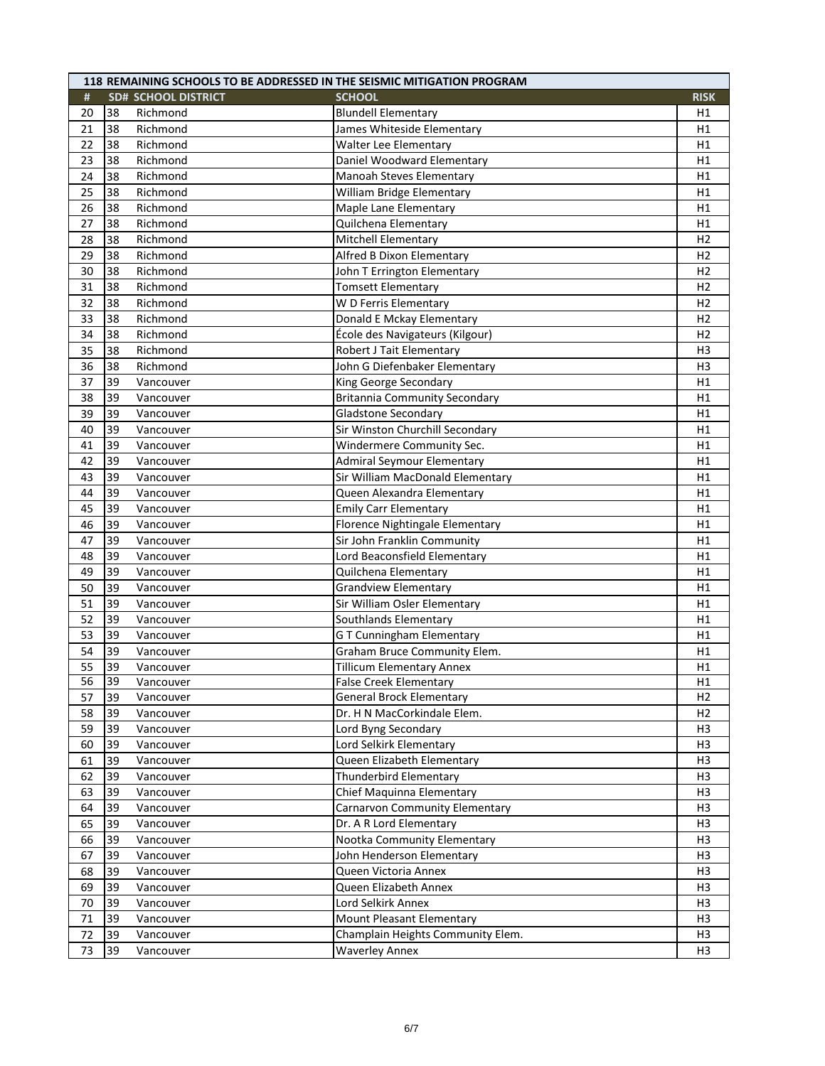| 118 REMAINING SCHOOLS TO BE ADDRESSED IN THE SEISMIC MITIGATION PROGRAM | | | | |
|---|---|---|---|---|
| # | SD# | SCHOOL DISTRICT | SCHOOL | RISK |
| 20 | 38 | Richmond | Blundell Elementary | H1 |
| 21 | 38 | Richmond | James Whiteside Elementary | H1 |
| 22 | 38 | Richmond | Walter Lee Elementary | H1 |
| 23 | 38 | Richmond | Daniel Woodward Elementary | H1 |
| 24 | 38 | Richmond | Manoah Steves Elementary | H1 |
| 25 | 38 | Richmond | William Bridge Elementary | H1 |
| 26 | 38 | Richmond | Maple Lane Elementary | H1 |
| 27 | 38 | Richmond | Quilchena Elementary | H1 |
| 28 | 38 | Richmond | Mitchell Elementary | H2 |
| 29 | 38 | Richmond | Alfred B Dixon Elementary | H2 |
| 30 | 38 | Richmond | John T Errington Elementary | H2 |
| 31 | 38 | Richmond | Tomsett Elementary | H2 |
| 32 | 38 | Richmond | W D Ferris Elementary | H2 |
| 33 | 38 | Richmond | Donald E Mckay Elementary | H2 |
| 34 | 38 | Richmond | École des Navigateurs (Kilgour) | H2 |
| 35 | 38 | Richmond | Robert J Tait Elementary | H3 |
| 36 | 38 | Richmond | John G Diefenbaker Elementary | H3 |
| 37 | 39 | Vancouver | King George Secondary | H1 |
| 38 | 39 | Vancouver | Britannia Community Secondary | H1 |
| 39 | 39 | Vancouver | Gladstone Secondary | H1 |
| 40 | 39 | Vancouver | Sir Winston Churchill Secondary | H1 |
| 41 | 39 | Vancouver | Windermere Community Sec. | H1 |
| 42 | 39 | Vancouver | Admiral Seymour Elementary | H1 |
| 43 | 39 | Vancouver | Sir William MacDonald Elementary | H1 |
| 44 | 39 | Vancouver | Queen Alexandra Elementary | H1 |
| 45 | 39 | Vancouver | Emily Carr Elementary | H1 |
| 46 | 39 | Vancouver | Florence Nightingale Elementary | H1 |
| 47 | 39 | Vancouver | Sir John Franklin Community | H1 |
| 48 | 39 | Vancouver | Lord Beaconsfield Elementary | H1 |
| 49 | 39 | Vancouver | Quilchena Elementary | H1 |
| 50 | 39 | Vancouver | Grandview Elementary | H1 |
| 51 | 39 | Vancouver | Sir William Osler Elementary | H1 |
| 52 | 39 | Vancouver | Southlands Elementary | H1 |
| 53 | 39 | Vancouver | G T Cunningham Elementary | H1 |
| 54 | 39 | Vancouver | Graham Bruce Community Elem. | H1 |
| 55 | 39 | Vancouver | Tillicum Elementary Annex | H1 |
| 56 | 39 | Vancouver | False Creek Elementary | H1 |
| 57 | 39 | Vancouver | General Brock Elementary | H2 |
| 58 | 39 | Vancouver | Dr. H N MacCorkindale Elem. | H2 |
| 59 | 39 | Vancouver | Lord Byng Secondary | H3 |
| 60 | 39 | Vancouver | Lord Selkirk Elementary | H3 |
| 61 | 39 | Vancouver | Queen Elizabeth Elementary | H3 |
| 62 | 39 | Vancouver | Thunderbird Elementary | H3 |
| 63 | 39 | Vancouver | Chief Maquinna Elementary | H3 |
| 64 | 39 | Vancouver | Carnarvon Community Elementary | H3 |
| 65 | 39 | Vancouver | Dr. A R Lord Elementary | H3 |
| 66 | 39 | Vancouver | Nootka Community Elementary | H3 |
| 67 | 39 | Vancouver | John Henderson Elementary | H3 |
| 68 | 39 | Vancouver | Queen Victoria Annex | H3 |
| 69 | 39 | Vancouver | Queen Elizabeth Annex | H3 |
| 70 | 39 | Vancouver | Lord Selkirk Annex | H3 |
| 71 | 39 | Vancouver | Mount Pleasant Elementary | H3 |
| 72 | 39 | Vancouver | Champlain Heights Community Elem. | H3 |
| 73 | 39 | Vancouver | Waverley Annex | H3 |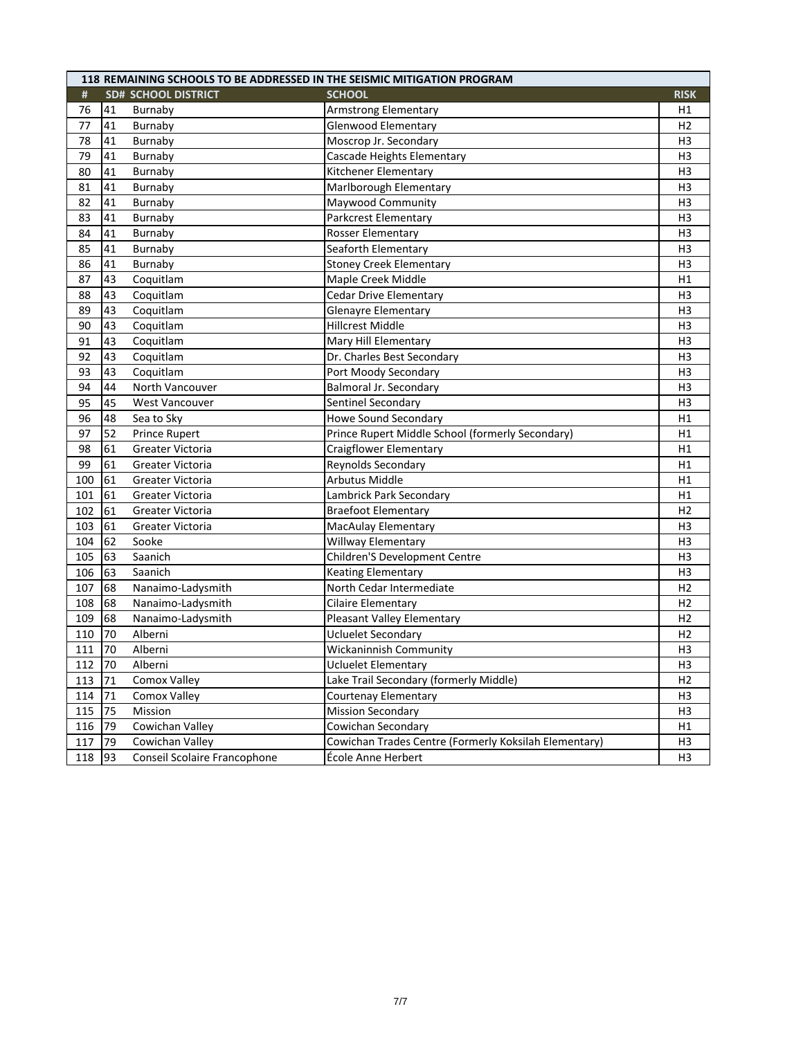| 118 REMAINING SCHOOLS TO BE ADDRESSED IN THE SEISMIC MITIGATION PROGRAM | | | | |
|---|---|---|---|---|
| # | SD# | SCHOOL DISTRICT | SCHOOL | RISK |
| 76 | 41 | Burnaby | Armstrong Elementary | H1 |
| 77 | 41 | Burnaby | Glenwood Elementary | H2 |
| 78 | 41 | Burnaby | Moscrop Jr. Secondary | H3 |
| 79 | 41 | Burnaby | Cascade Heights Elementary | H3 |
| 80 | 41 | Burnaby | Kitchener Elementary | H3 |
| 81 | 41 | Burnaby | Marlborough Elementary | H3 |
| 82 | 41 | Burnaby | Maywood Community | H3 |
| 83 | 41 | Burnaby | Parkcrest Elementary | H3 |
| 84 | 41 | Burnaby | Rosser Elementary | H3 |
| 85 | 41 | Burnaby | Seaforth Elementary | H3 |
| 86 | 41 | Burnaby | Stoney Creek Elementary | H3 |
| 87 | 43 | Coquitlam | Maple Creek Middle | H1 |
| 88 | 43 | Coquitlam | Cedar Drive Elementary | H3 |
| 89 | 43 | Coquitlam | Glenayre Elementary | H3 |
| 90 | 43 | Coquitlam | Hillcrest Middle | H3 |
| 91 | 43 | Coquitlam | Mary Hill Elementary | H3 |
| 92 | 43 | Coquitlam | Dr. Charles Best Secondary | H3 |
| 93 | 43 | Coquitlam | Port Moody Secondary | H3 |
| 94 | 44 | North Vancouver | Balmoral Jr. Secondary | H3 |
| 95 | 45 | West Vancouver | Sentinel Secondary | H3 |
| 96 | 48 | Sea to Sky | Howe Sound Secondary | H1 |
| 97 | 52 | Prince Rupert | Prince Rupert Middle School (formerly Secondary) | H1 |
| 98 | 61 | Greater Victoria | Craigflower Elementary | H1 |
| 99 | 61 | Greater Victoria | Reynolds Secondary | H1 |
| 100 | 61 | Greater Victoria | Arbutus Middle | H1 |
| 101 | 61 | Greater Victoria | Lambrick Park Secondary | H1 |
| 102 | 61 | Greater Victoria | Braefoot Elementary | H2 |
| 103 | 61 | Greater Victoria | MacAulay Elementary | H3 |
| 104 | 62 | Sooke | Willway Elementary | H3 |
| 105 | 63 | Saanich | Children'S Development Centre | H3 |
| 106 | 63 | Saanich | Keating Elementary | H3 |
| 107 | 68 | Nanaimo-Ladysmith | North Cedar Intermediate | H2 |
| 108 | 68 | Nanaimo-Ladysmith | Cilaire Elementary | H2 |
| 109 | 68 | Nanaimo-Ladysmith | Pleasant Valley Elementary | H2 |
| 110 | 70 | Alberni | Ucluelet Secondary | H2 |
| 111 | 70 | Alberni | Wickaninnish Community | H3 |
| 112 | 70 | Alberni | Ucluelet Elementary | H3 |
| 113 | 71 | Comox Valley | Lake Trail Secondary (formerly Middle) | H2 |
| 114 | 71 | Comox Valley | Courtenay Elementary | H3 |
| 115 | 75 | Mission | Mission Secondary | H3 |
| 116 | 79 | Cowichan Valley | Cowichan Secondary | H1 |
| 117 | 79 | Cowichan Valley | Cowichan Trades Centre (Formerly Koksilah Elementary) | H3 |
| 118 | 93 | Conseil Scolaire Francophone | École Anne Herbert | H3 |